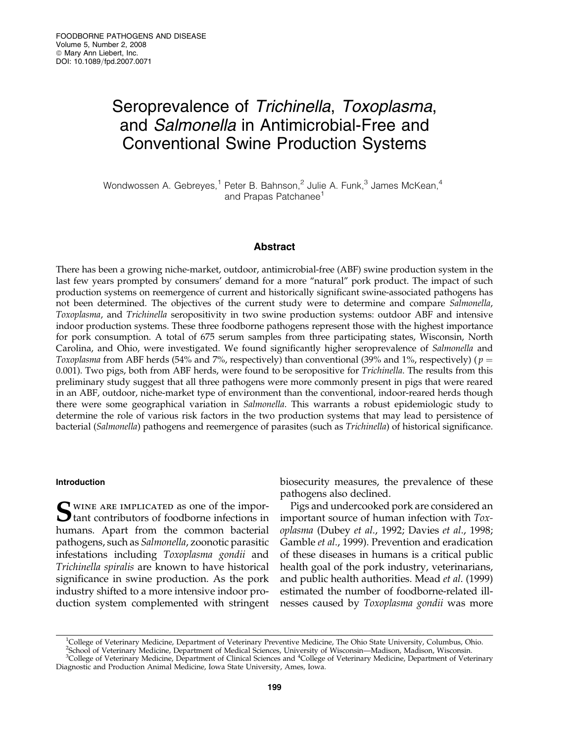# Seroprevalence of *Trichinella*, *Toxoplasma*, and *Salmonella* in Antimicrobial-Free and Conventional Swine Production Systems

Wondwossen A. Gebreyes,[1] Peter B. Bahnson,[2] Julie A. Funk,[3] James McKean,[4] and Prapas Patchanee[1]

## Abstract

There has been a growing niche-market, outdoor, antimicrobial-free (ABF) swine production system in the last few years prompted by consumers' demand for a more "natural" pork product. The impact of such production systems on reemergence of current and historically significant swine-associated pathogens has not been determined. The objectives of the current study were to determine and compare *Salmonella*, *Toxoplasma*, and *Trichinella* seropositivity in two swine production systems: outdoor ABF and intensive indoor production systems. These three foodborne pathogens represent those with the highest importance for pork consumption. A total of 675 serum samples from three participating states, Wisconsin, North Carolina, and Ohio, were investigated. We found significantly higher seroprevalence of *Salmonella* and *Toxoplasma* from ABF herds (54% and 7%, respectively) than conventional (39% and 1%, respectively) ($p = 0.001$). Two pigs, both from ABF herds, were found to be seropositive for *Trichinella*. The results from this preliminary study suggest that all three pathogens were more commonly present in pigs that were reared in an ABF, outdoor, niche-market type of environment than the conventional, indoor-reared herds though there were some geographical variation in *Salmonella*. This warrants a robust epidemiologic study to determine the role of various risk factors in the two production systems that may lead to persistence of bacterial (*Salmonella*) pathogens and reemergence of parasites (such as *Trichinella*) of historical significance.

### Introduction

Swine are implicated as one of the important contributors of foodborne infections in humans. Apart from the common bacterial pathogens, such as *Salmonella*, zoonotic parasitic infestations including *Toxoplasma gondii* and *Trichinella spiralis* are known to have historical significance in swine production. As the pork industry shifted to a more intensive indoor production system complemented with stringent biosecurity measures, the prevalence of these pathogens also declined.

Pigs and undercooked pork are considered an important source of human infection with *Toxoplasma* (Dubey *et al*., 1992; Davies *et al*., 1998; Gamble *et al*., 1999). Prevention and eradication of these diseases in humans is a critical public health goal of the pork industry, veterinarians, and public health authorities. Mead *et al*. (1999) estimated the number of foodborne-related illnesses caused by *Toxoplasma gondii* was more

[1]College of Veterinary Medicine, Department of Veterinary Preventive Medicine, The Ohio State University, Columbus, Ohio.
[2]School of Veterinary Medicine, Department of Medical Sciences, University of Wisconsin—Madison, Madison, Wisconsin.
[3]College of Veterinary Medicine, Department of Clinical Sciences and [4]College of Veterinary Medicine, Department of Veterinary Diagnostic and Production Animal Medicine, Iowa State University, Ames, Iowa.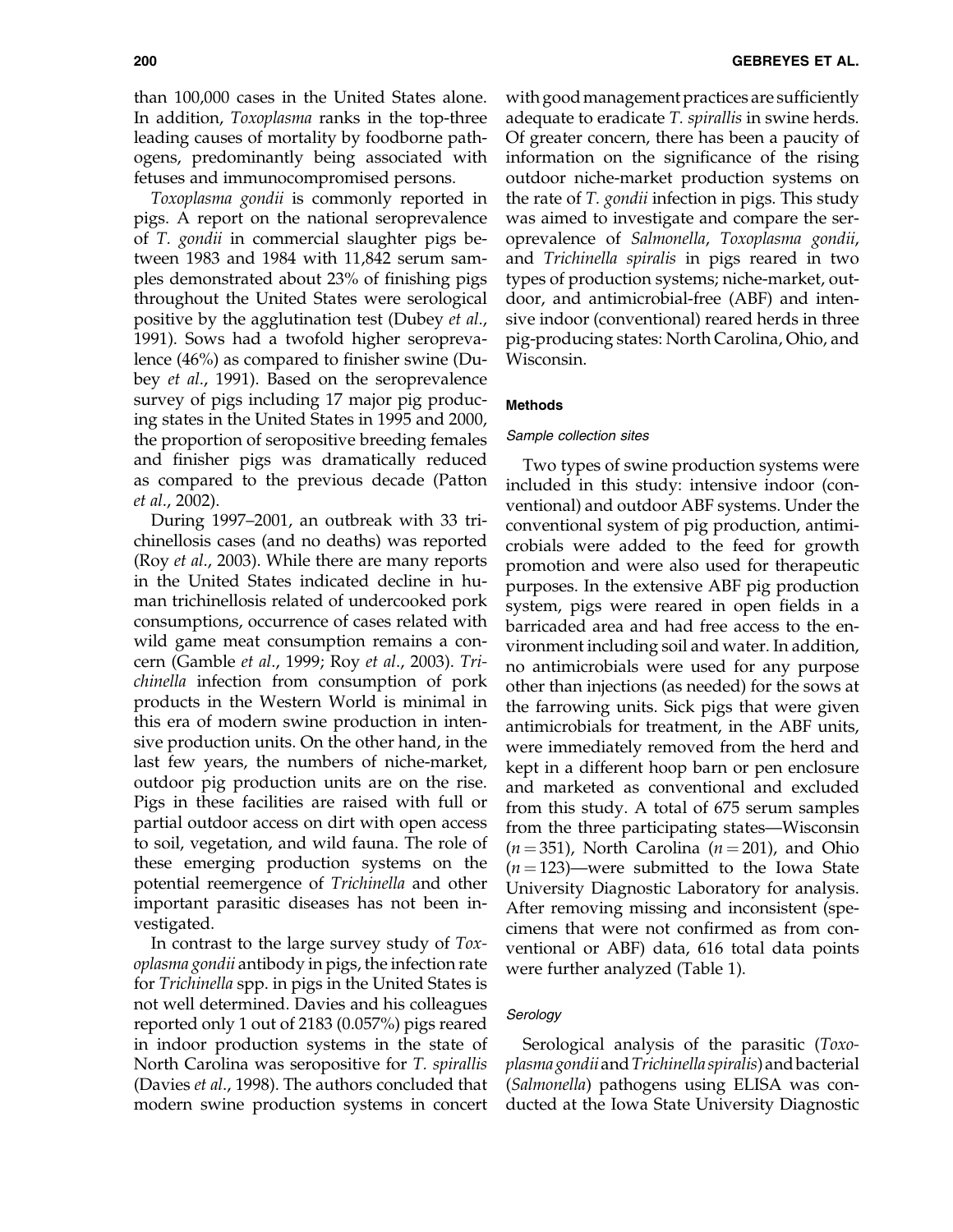than 100,000 cases in the United States alone. In addition, *Toxoplasma* ranks in the top-three leading causes of mortality by foodborne pathogens, predominantly being associated with fetuses and immunocompromised persons.

*Toxoplasma gondii* is commonly reported in pigs. A report on the national seroprevalence of *T. gondii* in commercial slaughter pigs between 1983 and 1984 with 11,842 serum samples demonstrated about 23% of finishing pigs throughout the United States were serological positive by the agglutination test (Dubey *et al*., 1991). Sows had a twofold higher seroprevalence (46%) as compared to finisher swine (Dubey *et al*., 1991). Based on the seroprevalence survey of pigs including 17 major pig producing states in the United States in 1995 and 2000, the proportion of seropositive breeding females and finisher pigs was dramatically reduced as compared to the previous decade (Patton *et al*., 2002).

During 1997–2001, an outbreak with 33 trichinellosis cases (and no deaths) was reported (Roy *et al*., 2003). While there are many reports in the United States indicated decline in human trichinellosis related of undercooked pork consumptions, occurrence of cases related with wild game meat consumption remains a concern (Gamble *et al*., 1999; Roy *et al*., 2003). *Trichinella* infection from consumption of pork products in the Western World is minimal in this era of modern swine production in intensive production units. On the other hand, in the last few years, the numbers of niche-market, outdoor pig production units are on the rise. Pigs in these facilities are raised with full or partial outdoor access on dirt with open access to soil, vegetation, and wild fauna. The role of these emerging production systems on the potential reemergence of *Trichinella* and other important parasitic diseases has not been investigated.

In contrast to the large survey study of *Toxoplasma gondii* antibody in pigs, the infection rate for *Trichinella* spp. in pigs in the United States is not well determined. Davies and his colleagues reported only 1 out of 2183 (0.057%) pigs reared in indoor production systems in the state of North Carolina was seropositive for *T. spirallis* (Davies *et al*., 1998). The authors concluded that modern swine production systems in concert with good management practices are sufficiently adequate to eradicate *T. spirallis* in swine herds. Of greater concern, there has been a paucity of information on the significance of the rising outdoor niche-market production systems on the rate of *T. gondii* infection in pigs. This study was aimed to investigate and compare the seroprevalence of *Salmonella*, *Toxoplasma gondii*, and *Trichinella spiralis* in pigs reared in two types of production systems; niche-market, outdoor, and antimicrobial-free (ABF) and intensive indoor (conventional) reared herds in three pig-producing states: North Carolina, Ohio, and Wisconsin.

## Methods

### *Sample collection sites*

Two types of swine production systems were included in this study: intensive indoor (conventional) and outdoor ABF systems. Under the conventional system of pig production, antimicrobials were added to the feed for growth promotion and were also used for therapeutic purposes. In the extensive ABF pig production system, pigs were reared in open fields in a barricaded area and had free access to the environment including soil and water. In addition, no antimicrobials were used for any purpose other than injections (as needed) for the sows at the farrowing units. Sick pigs that were given antimicrobials for treatment, in the ABF units, were immediately removed from the herd and kept in a different hoop barn or pen enclosure and marketed as conventional and excluded from this study. A total of 675 serum samples from the three participating states—Wisconsin ($n = 351$), North Carolina ($n = 201$), and Ohio ($n = 123$)—were submitted to the Iowa State University Diagnostic Laboratory for analysis. After removing missing and inconsistent (specimens that were not confirmed as from conventional or ABF) data, 616 total data points were further analyzed (Table 1).

### *Serology*

Serological analysis of the parasitic (*Toxoplasma gondii* and *Trichinella spiralis*) and bacterial (*Salmonella*) pathogens using ELISA was conducted at the Iowa State University Diagnostic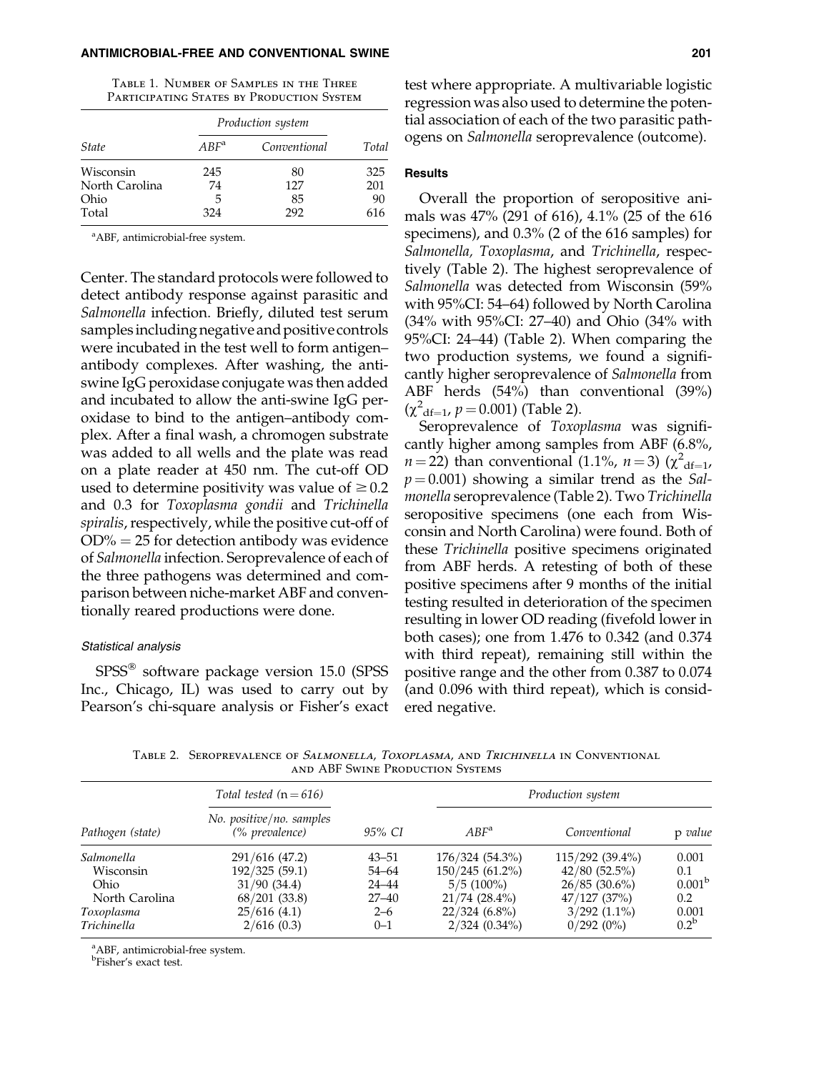Table 1. Number of Samples in the Three Participating States by Production System

| State | Production system | | Total |
|---|---|---|---|
| | ABF[a] | Conventional | |
| Wisconsin | 245 | 80 | 325 |
| North Carolina | 74 | 127 | 201 |
| Ohio | 5 | 85 | 90 |
| Total | 324 | 292 | 616 |

[a]ABF, antimicrobial-free system.

Center. The standard protocols were followed to detect antibody response against parasitic and *Salmonella* infection. Briefly, diluted test serum samples including negative and positive controls were incubated in the test well to form antigen–antibody complexes. After washing, the anti-swine IgG peroxidase conjugate was then added and incubated to allow the anti-swine IgG peroxidase to bind to the antigen–antibody complex. After a final wash, a chromogen substrate was added to all wells and the plate was read on a plate reader at 450 nm. The cut-off OD used to determine positivity was value of $\geq 0.2$ and 0.3 for *Toxoplasma gondii* and *Trichinella spiralis*, respectively, while the positive cut-off of $OD\% = 25$ for detection antibody was evidence of *Salmonella* infection. Seroprevalence of each of the three pathogens was determined and comparison between niche-market ABF and conventionally reared productions were done.

### Statistical analysis

SPSS® software package version 15.0 (SPSS Inc., Chicago, IL) was used to carry out by Pearson's chi-square analysis or Fisher's exact test where appropriate. A multivariable logistic regression was also used to determine the potential association of each of the two parasitic pathogens on *Salmonella* seroprevalence (outcome).

## Results

Overall the proportion of seropositive animals was 47% (291 of 616), 4.1% (25 of the 616 specimens), and 0.3% (2 of the 616 samples) for *Salmonella, Toxoplasma*, and *Trichinella*, respectively (Table 2). The highest seroprevalence of *Salmonella* was detected from Wisconsin (59% with 95%CI: 54–64) followed by North Carolina (34% with 95%CI: 27–40) and Ohio (34% with 95%CI: 24–44) (Table 2). When comparing the two production systems, we found a significantly higher seroprevalence of *Salmonella* from ABF herds (54%) than conventional (39%) ($\chi^2_{df=1}$, $p = 0.001$) (Table 2).

Seroprevalence of *Toxoplasma* was significantly higher among samples from ABF (6.8%, $n = 22$) than conventional (1.1%, $n = 3$) ($\chi^2_{df=1}$, $p = 0.001$) showing a similar trend as the *Salmonella* seroprevalence (Table 2). Two *Trichinella* seropositive specimens (one each from Wisconsin and North Carolina) were found. Both of these *Trichinella* positive specimens originated from ABF herds. A retesting of both of these positive specimens after 9 months of the initial testing resulted in deterioration of the specimen resulting in lower OD reading (fivefold lower in both cases); one from 1.476 to 0.342 (and 0.374 with third repeat), remaining still within the positive range and the other from 0.387 to 0.074 (and 0.096 with third repeat), which is considered negative.

Table 2. Seroprevalence of *Salmonella*, *Toxoplasma*, and *Trichinella* in Conventional and ABF Swine Production Systems

| Pathogen (state) | Total tested (n = 616) No. positive/no. samples (% prevalence) | 95% CI | Production system ABF[a] | Conventional | p value |
|---|---|---|---|---|---|
| *Salmonella* | 291/616 (47.2) | 43–51 | 176/324 (54.3%) | 115/292 (39.4%) | 0.001 |
| Wisconsin | 192/325 (59.1) | 54–64 | 150/245 (61.2%) | 42/80 (52.5%) | 0.1 |
| Ohio | 31/90 (34.4) | 24–44 | 5/5 (100%) | 26/85 (30.6%) | 0.001[b] |
| North Carolina | 68/201 (33.8) | 27–40 | 21/74 (28.4%) | 47/127 (37%) | 0.2 |
| *Toxoplasma* | 25/616 (4.1) | 2–6 | 22/324 (6.8%) | 3/292 (1.1%) | 0.001 |
| *Trichinella* | 2/616 (0.3) | 0–1 | 2/324 (0.34%) | 0/292 (0%) | 0.2[b] |

[a]ABF, antimicrobial-free system.
[b]Fisher's exact test.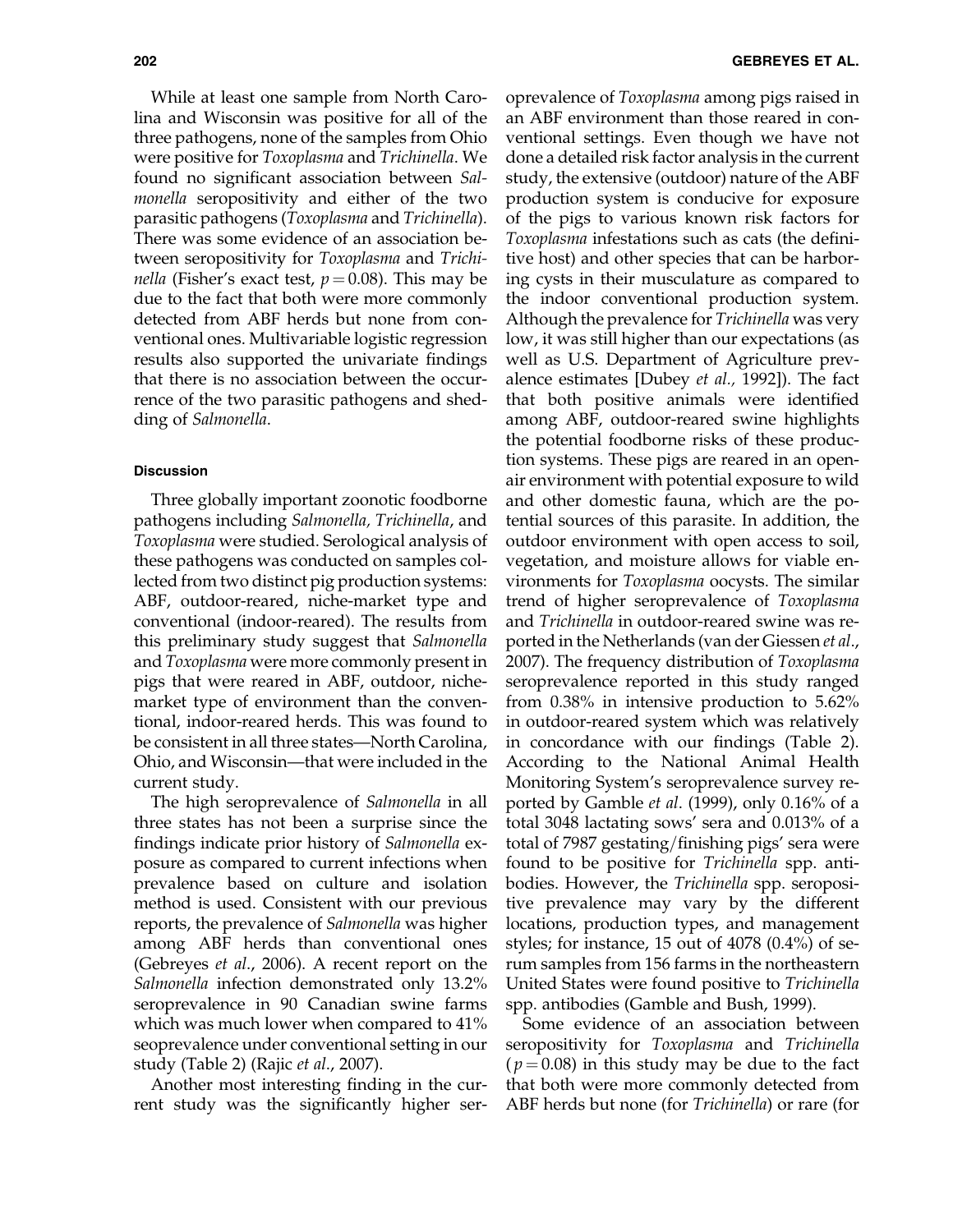While at least one sample from North Carolina and Wisconsin was positive for all of the three pathogens, none of the samples from Ohio were positive for *Toxoplasma* and *Trichinella*. We found no significant association between *Salmonella* seropositivity and either of the two parasitic pathogens (*Toxoplasma* and *Trichinella*). There was some evidence of an association between seropositivity for *Toxoplasma* and *Trichinella* (Fisher's exact test, $p = 0.08$). This may be due to the fact that both were more commonly detected from ABF herds but none from conventional ones. Multivariable logistic regression results also supported the univariate findings that there is no association between the occurrence of the two parasitic pathogens and shedding of *Salmonella*.

## Discussion

Three globally important zoonotic foodborne pathogens including *Salmonella, Trichinella*, and *Toxoplasma* were studied. Serological analysis of these pathogens was conducted on samples collected from two distinct pig production systems: ABF, outdoor-reared, niche-market type and conventional (indoor-reared). The results from this preliminary study suggest that *Salmonella* and *Toxoplasma* were more commonly present in pigs that were reared in ABF, outdoor, niche-market type of environment than the conventional, indoor-reared herds. This was found to be consistent in all three states—North Carolina, Ohio, and Wisconsin—that were included in the current study.

The high seroprevalence of *Salmonella* in all three states has not been a surprise since the findings indicate prior history of *Salmonella* exposure as compared to current infections when prevalence based on culture and isolation method is used. Consistent with our previous reports, the prevalence of *Salmonella* was higher among ABF herds than conventional ones (Gebreyes *et al*., 2006). A recent report on the *Salmonella* infection demonstrated only 13.2% seroprevalence in 90 Canadian swine farms which was much lower when compared to 41% seoprevalence under conventional setting in our study (Table 2) (Rajic *et al*., 2007).

Another most interesting finding in the current study was the significantly higher seroprevalence of *Toxoplasma* among pigs raised in an ABF environment than those reared in conventional settings. Even though we have not done a detailed risk factor analysis in the current study, the extensive (outdoor) nature of the ABF production system is conducive for exposure of the pigs to various known risk factors for *Toxoplasma* infestations such as cats (the definitive host) and other species that can be harboring cysts in their musculature as compared to the indoor conventional production system. Although the prevalence for *Trichinella* was very low, it was still higher than our expectations (as well as U.S. Department of Agriculture prevalence estimates [Dubey *et al.,* 1992]). The fact that both positive animals were identified among ABF, outdoor-reared swine highlights the potential foodborne risks of these production systems. These pigs are reared in an open-air environment with potential exposure to wild and other domestic fauna, which are the potential sources of this parasite. In addition, the outdoor environment with open access to soil, vegetation, and moisture allows for viable environments for *Toxoplasma* oocysts. The similar trend of higher seroprevalence of *Toxoplasma* and *Trichinella* in outdoor-reared swine was reported in the Netherlands (van der Giessen *et al*., 2007). The frequency distribution of *Toxoplasma* seroprevalence reported in this study ranged from 0.38% in intensive production to 5.62% in outdoor-reared system which was relatively in concordance with our findings (Table 2). According to the National Animal Health Monitoring System's seroprevalence survey reported by Gamble *et al*. (1999), only 0.16% of a total 3048 lactating sows' sera and 0.013% of a total of 7987 gestating/finishing pigs' sera were found to be positive for *Trichinella* spp. antibodies. However, the *Trichinella* spp. seropositive prevalence may vary by the different locations, production types, and management styles; for instance, 15 out of 4078 (0.4%) of serum samples from 156 farms in the northeastern United States were found positive to *Trichinella* spp. antibodies (Gamble and Bush, 1999).

Some evidence of an association between seropositivity for *Toxoplasma* and *Trichinella* ($p = 0.08$) in this study may be due to the fact that both were more commonly detected from ABF herds but none (for *Trichinella*) or rare (for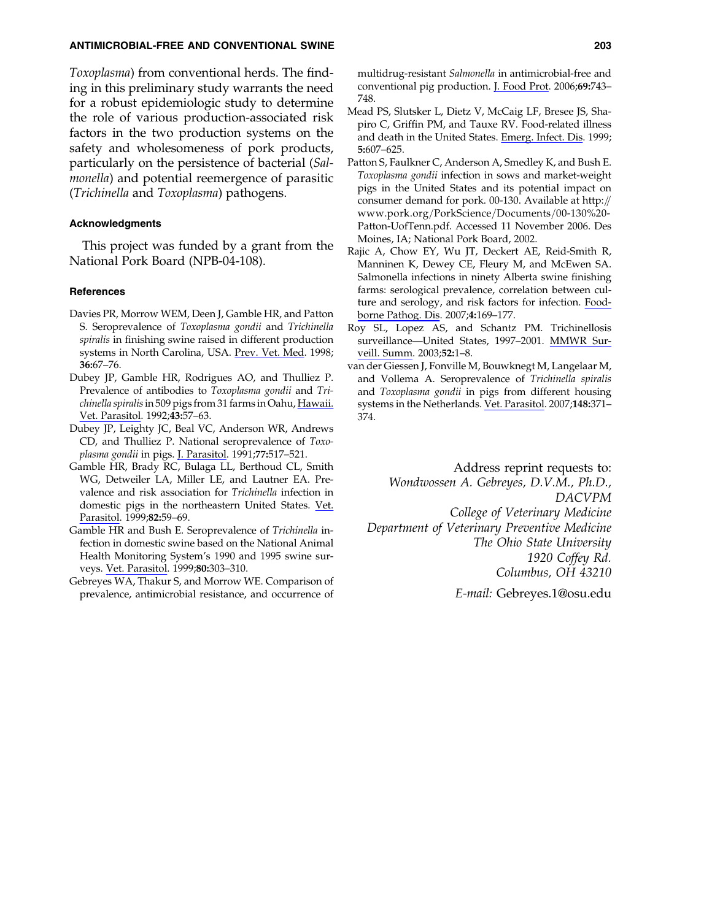*Toxoplasma*) from conventional herds. The finding in this preliminary study warrants the need for a robust epidemiologic study to determine the role of various production-associated risk factors in the two production systems on the safety and wholesomeness of pork products, particularly on the persistence of bacterial (*Salmonella*) and potential reemergence of parasitic (*Trichinella* and *Toxoplasma*) pathogens.

### Acknowledgments

This project was funded by a grant from the National Pork Board (NPB-04-108).

### References

Davies PR, Morrow WEM, Deen J, Gamble HR, and Patton S. Seroprevalence of *Toxoplasma gondii* and *Trichinella spiralis* in finishing swine raised in different production systems in North Carolina, USA. Prev. Vet. Med. 1998; **36:**67–76.

Dubey JP, Gamble HR, Rodrigues AO, and Thulliez P. Prevalence of antibodies to *Toxoplasma gondii* and *Trichinella spiralis* in 509 pigs from 31 farms in Oahu, Hawaii. Vet. Parasitol. 1992;**43:**57–63.

Dubey JP, Leighty JC, Beal VC, Anderson WR, Andrews CD, and Thulliez P. National seroprevalence of *Toxoplasma gondii* in pigs. J. Parasitol. 1991;**77:**517–521.

Gamble HR, Brady RC, Bulaga LL, Berthoud CL, Smith WG, Detweiler LA, Miller LE, and Lautner EA. Prevalence and risk association for *Trichinella* infection in domestic pigs in the northeastern United States. Vet. Parasitol. 1999;**82:**59–69.

Gamble HR and Bush E. Seroprevalence of *Trichinella* infection in domestic swine based on the National Animal Health Monitoring System's 1990 and 1995 swine surveys. Vet. Parasitol. 1999;**80:**303–310.

Gebreyes WA, Thakur S, and Morrow WE. Comparison of prevalence, antimicrobial resistance, and occurrence of multidrug-resistant *Salmonella* in antimicrobial-free and conventional pig production. J. Food Prot. 2006;**69:**743–748.

Mead PS, Slutsker L, Dietz V, McCaig LF, Bresee JS, Shapiro C, Griffin PM, and Tauxe RV. Food-related illness and death in the United States. Emerg. Infect. Dis. 1999; **5:**607–625.

Patton S, Faulkner C, Anderson A, Smedley K, and Bush E. *Toxoplasma gondii* infection in sows and market-weight pigs in the United States and its potential impact on consumer demand for pork. 00-130. Available at http://www.pork.org/PorkScience/Documents/00-130%20-Patton-UofTenn.pdf. Accessed 11 November 2006. Des Moines, IA; National Pork Board, 2002.

Rajic A, Chow EY, Wu JT, Deckert AE, Reid-Smith R, Manninen K, Dewey CE, Fleury M, and McEwen SA. Salmonella infections in ninety Alberta swine finishing farms: serological prevalence, correlation between culture and serology, and risk factors for infection. Foodborne Pathog. Dis. 2007;**4:**169–177.

Roy SL, Lopez AS, and Schantz PM. Trichinellosis surveillance—United States, 1997–2001. MMWR Surveill. Summ. 2003;**52:**1–8.

van der Giessen J, Fonville M, Bouwknegt M, Langelaar M, and Vollema A. Seroprevalence of *Trichinella spiralis* and *Toxoplasma gondii* in pigs from different housing systems in the Netherlands. Vet. Parasitol. 2007;**148:**371–374.

Address reprint requests to:
*Wondwossen A. Gebreyes, D.V.M., Ph.D., DACVPM*
*College of Veterinary Medicine*
*Department of Veterinary Preventive Medicine*
*The Ohio State University*
*1920 Coffey Rd.*
*Columbus, OH 43210*

*E-mail:* Gebreyes.1@osu.edu